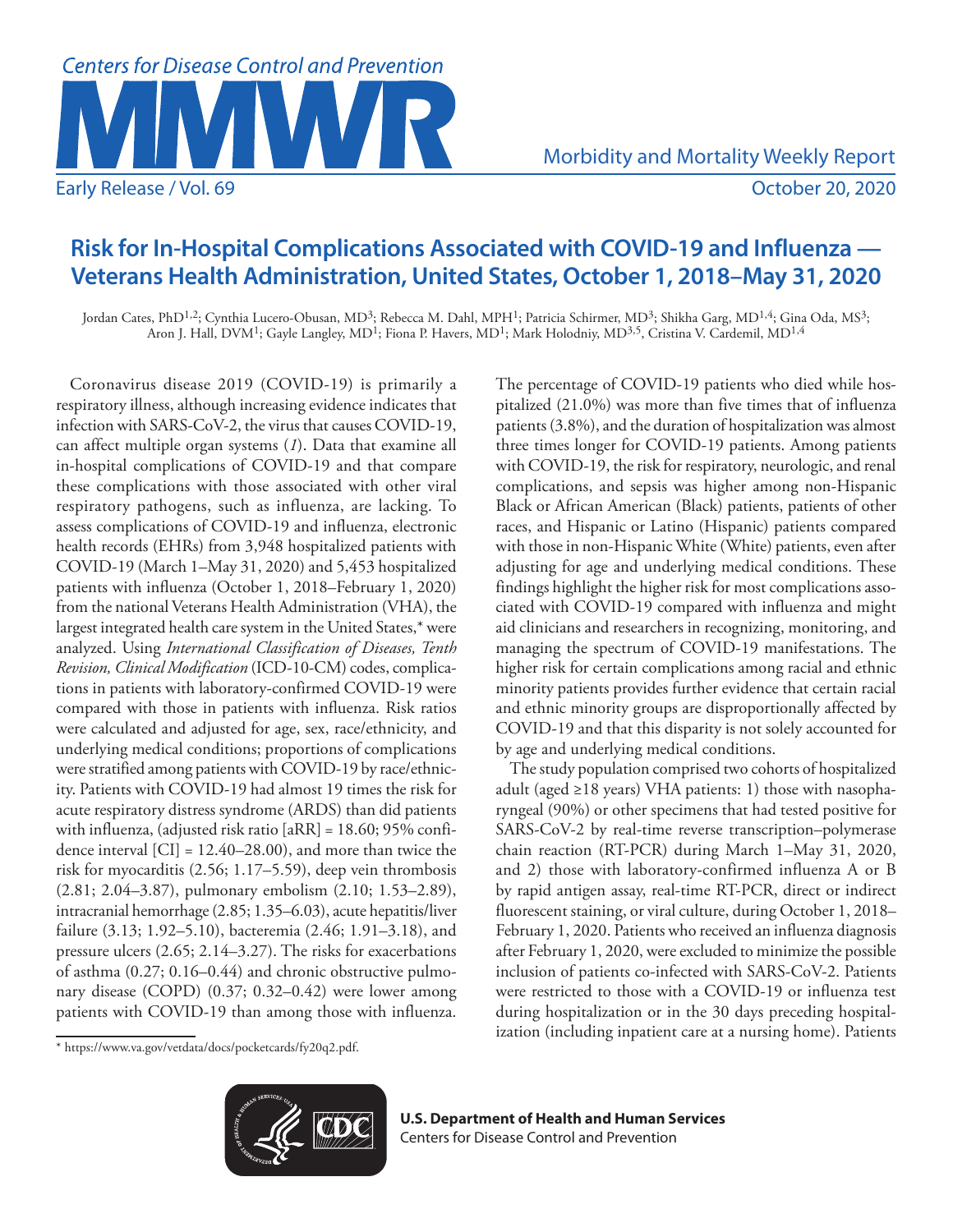# Risk for In-Hospital Complications Associated with COVID-19 and Influenza — Veterans Health Administration, United States, October 1, 2018–May 31, 2020

Jordan Cates, PhD[1,2]; Cynthia Lucero-Obusan, MD[3]; Rebecca M. Dahl, MPH[1]; Patricia Schirmer, MD[3]; Shikha Garg, MD[1,4]; Gina Oda, MS[3]; Aron J. Hall, DVM[1]; Gayle Langley, MD[1]; Fiona P. Havers, MD[1]; Mark Holodniy, MD[3,5], Cristina V. Cardemil, MD[1,4]

Coronavirus disease 2019 (COVID-19) is primarily a respiratory illness, although increasing evidence indicates that infection with SARS-CoV-2, the virus that causes COVID-19, can affect multiple organ systems (*1*). Data that examine all in-hospital complications of COVID-19 and that compare these complications with those associated with other viral respiratory pathogens, such as influenza, are lacking. To assess complications of COVID-19 and influenza, electronic health records (EHRs) from 3,948 hospitalized patients with COVID-19 (March 1–May 31, 2020) and 5,453 hospitalized patients with influenza (October 1, 2018–February 1, 2020) from the national Veterans Health Administration (VHA), the largest integrated health care system in the United States,* were analyzed. Using *International Classification of Diseases, Tenth Revision, Clinical Modification* (ICD-10-CM) codes, complications in patients with laboratory-confirmed COVID-19 were compared with those in patients with influenza. Risk ratios were calculated and adjusted for age, sex, race/ethnicity, and underlying medical conditions; proportions of complications were stratified among patients with COVID-19 by race/ethnicity. Patients with COVID-19 had almost 19 times the risk for acute respiratory distress syndrome (ARDS) than did patients with influenza, (adjusted risk ratio [aRR] = 18.60; 95% confidence interval [CI] = 12.40–28.00), and more than twice the risk for myocarditis (2.56; 1.17–5.59), deep vein thrombosis (2.81; 2.04–3.87), pulmonary embolism (2.10; 1.53–2.89), intracranial hemorrhage (2.85; 1.35–6.03), acute hepatitis/liver failure (3.13; 1.92–5.10), bacteremia (2.46; 1.91–3.18), and pressure ulcers (2.65; 2.14–3.27). The risks for exacerbations of asthma (0.27; 0.16–0.44) and chronic obstructive pulmonary disease (COPD) (0.37; 0.32–0.42) were lower among patients with COVID-19 than among those with influenza. The percentage of COVID-19 patients who died while hospitalized (21.0%) was more than five times that of influenza patients (3.8%), and the duration of hospitalization was almost three times longer for COVID-19 patients. Among patients with COVID-19, the risk for respiratory, neurologic, and renal complications, and sepsis was higher among non-Hispanic Black or African American (Black) patients, patients of other races, and Hispanic or Latino (Hispanic) patients compared with those in non-Hispanic White (White) patients, even after adjusting for age and underlying medical conditions. These findings highlight the higher risk for most complications associated with COVID-19 compared with influenza and might aid clinicians and researchers in recognizing, monitoring, and managing the spectrum of COVID-19 manifestations. The higher risk for certain complications among racial and ethnic minority patients provides further evidence that certain racial and ethnic minority groups are disproportionally affected by COVID-19 and that this disparity is not solely accounted for by age and underlying medical conditions.

The study population comprised two cohorts of hospitalized adult (aged ≥18 years) VHA patients: 1) those with nasopharyngeal (90%) or other specimens that had tested positive for SARS-CoV-2 by real-time reverse transcription–polymerase chain reaction (RT-PCR) during March 1–May 31, 2020, and 2) those with laboratory-confirmed influenza A or B by rapid antigen assay, real-time RT-PCR, direct or indirect fluorescent staining, or viral culture, during October 1, 2018–February 1, 2020. Patients who received an influenza diagnosis after February 1, 2020, were excluded to minimize the possible inclusion of patients co-infected with SARS-CoV-2. Patients were restricted to those with a COVID-19 or influenza test during hospitalization or in the 30 days preceding hospitalization (including inpatient care at a nursing home). Patients

* https://www.va.gov/vetdata/docs/pocketcards/fy20q2.pdf.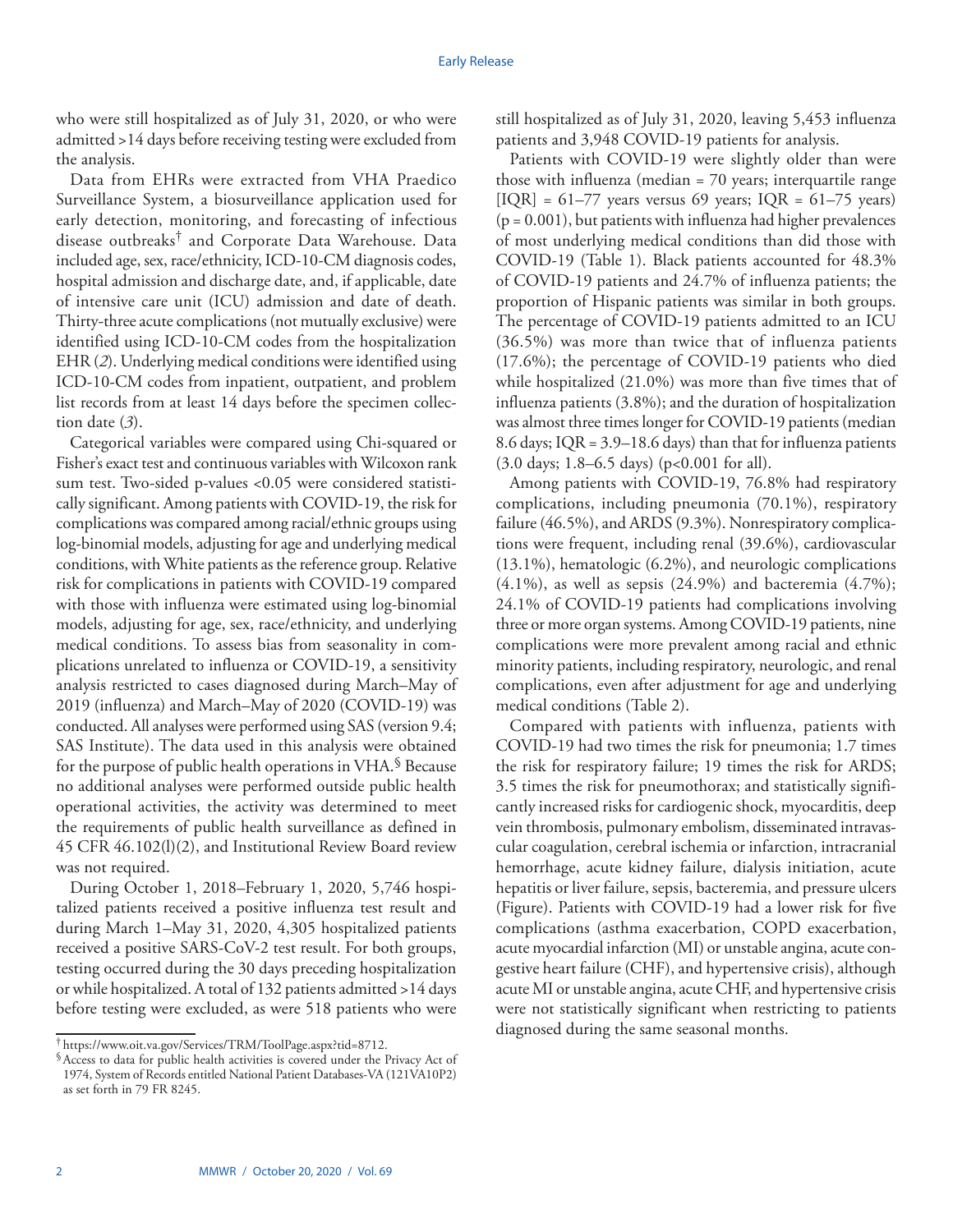who were still hospitalized as of July 31, 2020, or who were admitted >14 days before receiving testing were excluded from the analysis.

Data from EHRs were extracted from VHA Praedico Surveillance System, a biosurveillance application used for early detection, monitoring, and forecasting of infectious disease outbreaks[†] and Corporate Data Warehouse. Data included age, sex, race/ethnicity, ICD-10-CM diagnosis codes, hospital admission and discharge date, and, if applicable, date of intensive care unit (ICU) admission and date of death. Thirty-three acute complications (not mutually exclusive) were identified using ICD-10-CM codes from the hospitalization EHR (*2*). Underlying medical conditions were identified using ICD-10-CM codes from inpatient, outpatient, and problem list records from at least 14 days before the specimen collection date (*3*).

Categorical variables were compared using Chi-squared or Fisher's exact test and continuous variables with Wilcoxon rank sum test. Two-sided p-values <0.05 were considered statistically significant. Among patients with COVID-19, the risk for complications was compared among racial/ethnic groups using log-binomial models, adjusting for age and underlying medical conditions, with White patients as the reference group. Relative risk for complications in patients with COVID-19 compared with those with influenza were estimated using log-binomial models, adjusting for age, sex, race/ethnicity, and underlying medical conditions. To assess bias from seasonality in complications unrelated to influenza or COVID-19, a sensitivity analysis restricted to cases diagnosed during March–May of 2019 (influenza) and March–May of 2020 (COVID-19) was conducted. All analyses were performed using SAS (version 9.4; SAS Institute). The data used in this analysis were obtained for the purpose of public health operations in VHA.[§] Because no additional analyses were performed outside public health operational activities, the activity was determined to meet the requirements of public health surveillance as defined in 45 CFR 46.102(l)(2), and Institutional Review Board review was not required.

During October 1, 2018–February 1, 2020, 5,746 hospitalized patients received a positive influenza test result and during March 1–May 31, 2020, 4,305 hospitalized patients received a positive SARS-CoV-2 test result. For both groups, testing occurred during the 30 days preceding hospitalization or while hospitalized. A total of 132 patients admitted >14 days before testing were excluded, as were 518 patients who were still hospitalized as of July 31, 2020, leaving 5,453 influenza patients and 3,948 COVID-19 patients for analysis.

Patients with COVID-19 were slightly older than were those with influenza (median = 70 years; interquartile range [IQR] = 61–77 years versus 69 years; IQR = 61–75 years) (p = 0.001), but patients with influenza had higher prevalences of most underlying medical conditions than did those with COVID-19 (Table 1). Black patients accounted for 48.3% of COVID-19 patients and 24.7% of influenza patients; the proportion of Hispanic patients was similar in both groups. The percentage of COVID-19 patients admitted to an ICU (36.5%) was more than twice that of influenza patients (17.6%); the percentage of COVID-19 patients who died while hospitalized (21.0%) was more than five times that of influenza patients (3.8%); and the duration of hospitalization was almost three times longer for COVID-19 patients (median 8.6 days; IQR = 3.9–18.6 days) than that for influenza patients (3.0 days; 1.8–6.5 days) (p<0.001 for all).

Among patients with COVID-19, 76.8% had respiratory complications, including pneumonia (70.1%), respiratory failure (46.5%), and ARDS (9.3%). Nonrespiratory complications were frequent, including renal (39.6%), cardiovascular (13.1%), hematologic (6.2%), and neurologic complications (4.1%), as well as sepsis (24.9%) and bacteremia (4.7%); 24.1% of COVID-19 patients had complications involving three or more organ systems. Among COVID-19 patients, nine complications were more prevalent among racial and ethnic minority patients, including respiratory, neurologic, and renal complications, even after adjustment for age and underlying medical conditions (Table 2).

Compared with patients with influenza, patients with COVID-19 had two times the risk for pneumonia; 1.7 times the risk for respiratory failure; 19 times the risk for ARDS; 3.5 times the risk for pneumothorax; and statistically significantly increased risks for cardiogenic shock, myocarditis, deep vein thrombosis, pulmonary embolism, disseminated intravascular coagulation, cerebral ischemia or infarction, intracranial hemorrhage, acute kidney failure, dialysis initiation, acute hepatitis or liver failure, sepsis, bacteremia, and pressure ulcers (Figure). Patients with COVID-19 had a lower risk for five complications (asthma exacerbation, COPD exacerbation, acute myocardial infarction (MI) or unstable angina, acute congestive heart failure (CHF), and hypertensive crisis), although acute MI or unstable angina, acute CHF, and hypertensive crisis were not statistically significant when restricting to patients diagnosed during the same seasonal months.

[†] https://www.oit.va.gov/Services/TRM/ToolPage.aspx?tid=8712.

[§] Access to data for public health activities is covered under the Privacy Act of 1974, System of Records entitled National Patient Databases-VA (121VA10P2) as set forth in 79 FR 8245.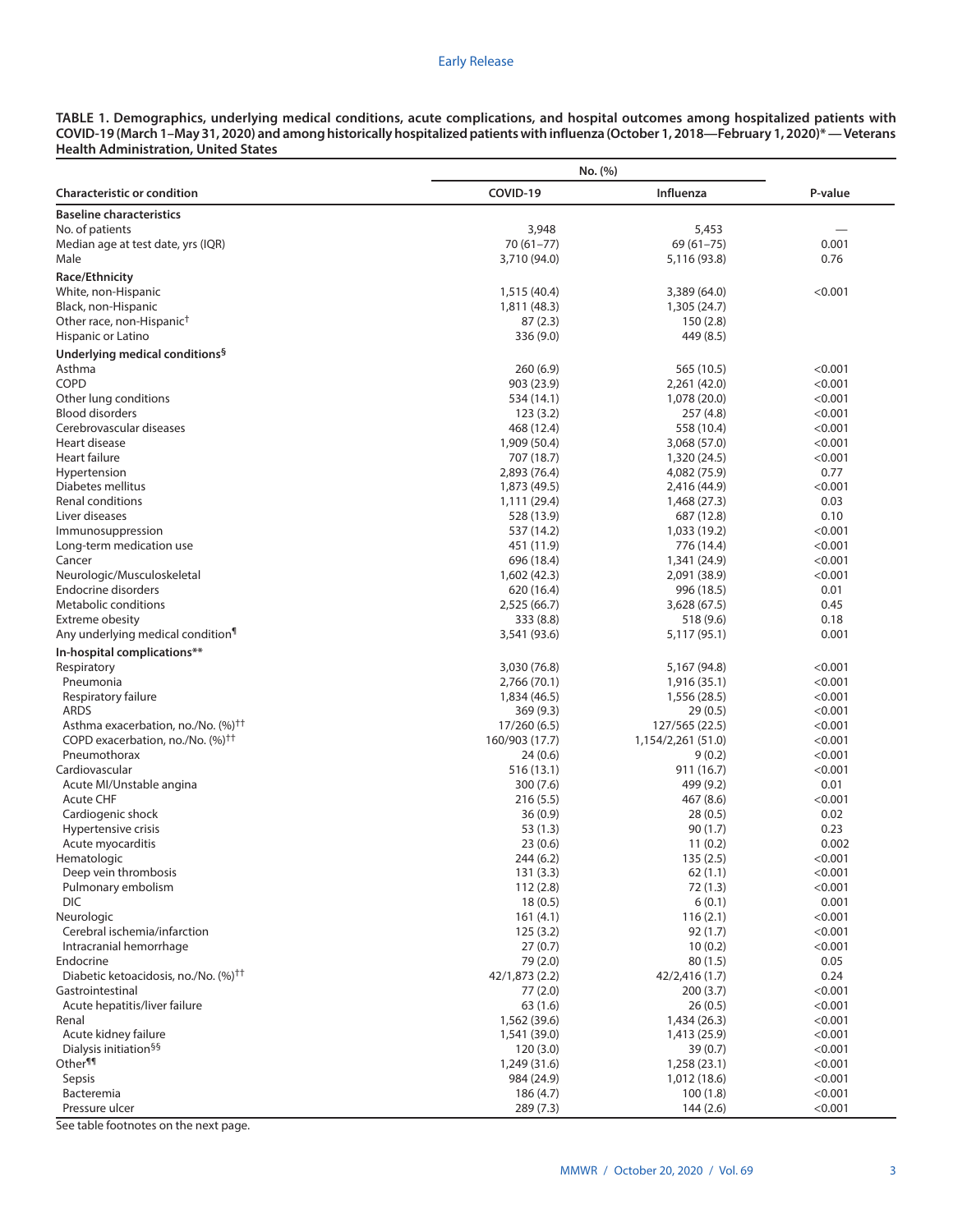**TABLE 1. Demographics, underlying medical conditions, acute complications, and hospital outcomes among hospitalized patients with COVID-19 (March 1–May 31, 2020) and among historically hospitalized patients with influenza (October 1, 2018—February 1, 2020)* — Veterans Health Administration, United States**

| Characteristic or condition | No. (%) | | |
|---|---|---|---|
| | COVID-19 | Influenza | P-value |
| **Baseline characteristics** | | | |
| No. of patients | 3,948 | 5,453 | — |
| Median age at test date, yrs (IQR) | 70 (61–77) | 69 (61–75) | 0.001 |
| Male | 3,710 (94.0) | 5,116 (93.8) | 0.76 |
| **Race/Ethnicity** | | | |
| White, non-Hispanic | 1,515 (40.4) | 3,389 (64.0) | <0.001 |
| Black, non-Hispanic | 1,811 (48.3) | 1,305 (24.7) | |
| Other race, non-Hispanic[†] | 87 (2.3) | 150 (2.8) | |
| Hispanic or Latino | 336 (9.0) | 449 (8.5) | |
| **Underlying medical conditions[§]** | | | |
| Asthma | 260 (6.9) | 565 (10.5) | <0.001 |
| COPD | 903 (23.9) | 2,261 (42.0) | <0.001 |
| Other lung conditions | 534 (14.1) | 1,078 (20.0) | <0.001 |
| Blood disorders | 123 (3.2) | 257 (4.8) | <0.001 |
| Cerebrovascular diseases | 468 (12.4) | 558 (10.4) | <0.001 |
| Heart disease | 1,909 (50.4) | 3,068 (57.0) | <0.001 |
| Heart failure | 707 (18.7) | 1,320 (24.5) | <0.001 |
| Hypertension | 2,893 (76.4) | 4,082 (75.9) | 0.77 |
| Diabetes mellitus | 1,873 (49.5) | 2,416 (44.9) | <0.001 |
| Renal conditions | 1,111 (29.4) | 1,468 (27.3) | 0.03 |
| Liver diseases | 528 (13.9) | 687 (12.8) | 0.10 |
| Immunosuppression | 537 (14.2) | 1,033 (19.2) | <0.001 |
| Long-term medication use | 451 (11.9) | 776 (14.4) | <0.001 |
| Cancer | 696 (18.4) | 1,341 (24.9) | <0.001 |
| Neurologic/Musculoskeletal | 1,602 (42.3) | 2,091 (38.9) | <0.001 |
| Endocrine disorders | 620 (16.4) | 996 (18.5) | 0.01 |
| Metabolic conditions | 2,525 (66.7) | 3,628 (67.5) | 0.45 |
| Extreme obesity | 333 (8.8) | 518 (9.6) | 0.18 |
| Any underlying medical condition[¶] | 3,541 (93.6) | 5,117 (95.1) | 0.001 |
| **In-hospital complications\*\*** | | | |
| Respiratory | 3,030 (76.8) | 5,167 (94.8) | <0.001 |
| Pneumonia | 2,766 (70.1) | 1,916 (35.1) | <0.001 |
| Respiratory failure | 1,834 (46.5) | 1,556 (28.5) | <0.001 |
| ARDS | 369 (9.3) | 29 (0.5) | <0.001 |
| Asthma exacerbation, no./No. (%)[††] | 17/260 (6.5) | 127/565 (22.5) | <0.001 |
| COPD exacerbation, no./No. (%)[††] | 160/903 (17.7) | 1,154/2,261 (51.0) | <0.001 |
| Pneumothorax | 24 (0.6) | 9 (0.2) | <0.001 |
| Cardiovascular | 516 (13.1) | 911 (16.7) | <0.001 |
| Acute MI/Unstable angina | 300 (7.6) | 499 (9.2) | 0.01 |
| Acute CHF | 216 (5.5) | 467 (8.6) | <0.001 |
| Cardiogenic shock | 36 (0.9) | 28 (0.5) | 0.02 |
| Hypertensive crisis | 53 (1.3) | 90 (1.7) | 0.23 |
| Acute myocarditis | 23 (0.6) | 11 (0.2) | 0.002 |
| Hematologic | 244 (6.2) | 135 (2.5) | <0.001 |
| Deep vein thrombosis | 131 (3.3) | 62 (1.1) | <0.001 |
| Pulmonary embolism | 112 (2.8) | 72 (1.3) | <0.001 |
| DIC | 18 (0.5) | 6 (0.1) | 0.001 |
| Neurologic | 161 (4.1) | 116 (2.1) | <0.001 |
| Cerebral ischemia/infarction | 125 (3.2) | 92 (1.7) | <0.001 |
| Intracranial hemorrhage | 27 (0.7) | 10 (0.2) | <0.001 |
| Endocrine | 79 (2.0) | 80 (1.5) | 0.05 |
| Diabetic ketoacidosis, no./No. (%)[††] | 42/1,873 (2.2) | 42/2,416 (1.7) | 0.24 |
| Gastrointestinal | 77 (2.0) | 200 (3.7) | <0.001 |
| Acute hepatitis/liver failure | 63 (1.6) | 26 (0.5) | <0.001 |
| Renal | 1,562 (39.6) | 1,434 (26.3) | <0.001 |
| Acute kidney failure | 1,541 (39.0) | 1,413 (25.9) | <0.001 |
| Dialysis initiation[§§] | 120 (3.0) | 39 (0.7) | <0.001 |
| Other[¶¶] | 1,249 (31.6) | 1,258 (23.1) | <0.001 |
| Sepsis | 984 (24.9) | 1,012 (18.6) | <0.001 |
| Bacteremia | 186 (4.7) | 100 (1.8) | <0.001 |
| Pressure ulcer | 289 (7.3) | 144 (2.6) | <0.001 |

See table footnotes on the next page.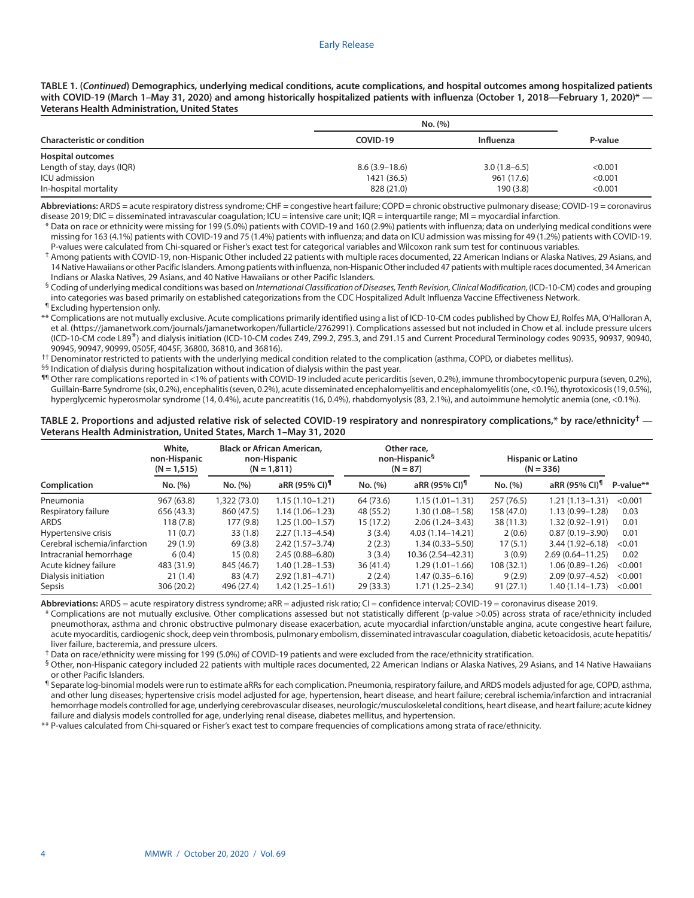**TABLE 1. (*Continued*) Demographics, underlying medical conditions, acute complications, and hospital outcomes among hospitalized patients with COVID-19 (March 1–May 31, 2020) and among historically hospitalized patients with influenza (October 1, 2018—February 1, 2020)* — Veterans Health Administration, United States**

| Characteristic or condition | No. (%) | | P-value |
|---|---|---|---|
| | COVID-19 | Influenza | |
| **Hospital outcomes** | | | |
| Length of stay, days (IQR) | 8.6 (3.9–18.6) | 3.0 (1.8–6.5) | <0.001 |
| ICU admission | 1421 (36.5) | 961 (17.6) | <0.001 |
| In-hospital mortality | 828 (21.0) | 190 (3.8) | <0.001 |

**Abbreviations:** ARDS = acute respiratory distress syndrome; CHF = congestive heart failure; COPD = chronic obstructive pulmonary disease; COVID-19 = coronavirus disease 2019; DIC = disseminated intravascular coagulation; ICU = intensive care unit; IQR = interquartile range; MI = myocardial infarction.

\* Data on race or ethnicity were missing for 199 (5.0%) patients with COVID-19 and 160 (2.9%) patients with influenza; data on underlying medical conditions were missing for 163 (4.1%) patients with COVID-19 and 75 (1.4%) patients with influenza; and data on ICU admission was missing for 49 (1.2%) patients with COVID-19. P-values were calculated from Chi-squared or Fisher's exact test for categorical variables and Wilcoxon rank sum test for continuous variables.

† Among patients with COVID-19, non-Hispanic Other included 22 patients with multiple races documented, 22 American Indians or Alaska Natives, 29 Asians, and 14 Native Hawaiians or other Pacific Islanders. Among patients with influenza, non-Hispanic Other included 47 patients with multiple races documented, 34 American Indians or Alaska Natives, 29 Asians, and 40 Native Hawaiians or other Pacific Islanders.

§ Coding of underlying medical conditions was based on *International Classification of Diseases, Tenth Revision, Clinical Modification,* (ICD-10-CM) codes and grouping into categories was based primarily on established categorizations from the CDC Hospitalized Adult Influenza Vaccine Effectiveness Network.

¶ Excluding hypertension only.

** Complications are not mutually exclusive. Acute complications primarily identified using a list of ICD-10-CM codes published by Chow EJ, Rolfes MA, O'Halloran A, et al. (https://jamanetwork.com/journals/jamanetworkopen/fullarticle/2762991). Complications assessed but not included in Chow et al. include pressure ulcers (ICD-10-CM code L89*) and dialysis initiation (ICD-10-CM codes Z49, Z99.2, Z95.3, and Z91.15 and Current Procedural Terminology codes 90935, 90937, 90940, 90945, 90947, 90999, 0505F, 4045F, 36800, 36810, and 36816).

†† Denominator restricted to patients with the underlying medical condition related to the complication (asthma, COPD, or diabetes mellitus).

§§ Indication of dialysis during hospitalization without indication of dialysis within the past year.

¶¶ Other rare complications reported in <1% of patients with COVID-19 included acute pericarditis (seven, 0.2%), immune thrombocytopenic purpura (seven, 0.2%), Guillain-Barre Syndrome (six, 0.2%), encephalitis (seven, 0.2%), acute disseminated encephalomyelitis and encephalomyelitis (one, <0.1%), thyrotoxicosis (19, 0.5%), hyperglycemic hyperosmolar syndrome (14, 0.4%), acute pancreatitis (16, 0.4%), rhabdomyolysis (83, 2.1%), and autoimmune hemolytic anemia (one, <0.1%).

**TABLE 2. Proportions and adjusted relative risk of selected COVID-19 respiratory and nonrespiratory complications,* by race/ethnicity† — Veterans Health Administration, United States, March 1–May 31, 2020**

| Complication | White, non-Hispanic (N = 1,515) | Black or African American, non-Hispanic (N = 1,811) | | Other race, non-Hispanic§ (N = 87) | | Hispanic or Latino (N = 336) | | P-value** |
|---|---|---|---|---|---|---|---|---|
| | No. (%) | No. (%) | aRR (95% CI)¶ | No. (%) | aRR (95% CI)¶ | No. (%) | aRR (95% CI)¶ | |
| Pneumonia | 967 (63.8) | 1,322 (73.0) | 1.15 (1.10–1.21) | 64 (73.6) | 1.15 (1.01–1.31) | 257 (76.5) | 1.21 (1.13–1.31) | <0.001 |
| Respiratory failure | 656 (43.3) | 860 (47.5) | 1.14 (1.06–1.23) | 48 (55.2) | 1.30 (1.08–1.58) | 158 (47.0) | 1.13 (0.99–1.28) | 0.03 |
| ARDS | 118 (7.8) | 177 (9.8) | 1.25 (1.00–1.57) | 15 (17.2) | 2.06 (1.24–3.43) | 38 (11.3) | 1.32 (0.92–1.91) | 0.01 |
| Hypertensive crisis | 11 (0.7) | 33 (1.8) | 2.27 (1.13–4.54) | 3 (3.4) | 4.03 (1.14–14.21) | 2 (0.6) | 0.87 (0.19–3.90) | 0.01 |
| Cerebral ischemia/infarction | 29 (1.9) | 69 (3.8) | 2.42 (1.57–3.74) | 2 (2.3) | 1.34 (0.33–5.50) | 17 (5.1) | 3.44 (1.92–6.18) | <0.01 |
| Intracranial hemorrhage | 6 (0.4) | 15 (0.8) | 2.45 (0.88–6.80) | 3 (3.4) | 10.36 (2.54–42.31) | 3 (0.9) | 2.69 (0.64–11.25) | 0.02 |
| Acute kidney failure | 483 (31.9) | 845 (46.7) | 1.40 (1.28–1.53) | 36 (41.4) | 1.29 (1.01–1.66) | 108 (32.1) | 1.06 (0.89–1.26) | <0.001 |
| Dialysis initiation | 21 (1.4) | 83 (4.7) | 2.92 (1.81–4.71) | 2 (2.4) | 1.47 (0.35–6.16) | 9 (2.9) | 2.09 (0.97–4.52) | <0.001 |
| Sepsis | 306 (20.2) | 496 (27.4) | 1.42 (1.25–1.61) | 29 (33.3) | 1.71 (1.25–2.34) | 91 (27.1) | 1.40 (1.14–1.73) | <0.001 |

**Abbreviations:** ARDS = acute respiratory distress syndrome; aRR = adjusted risk ratio; CI = confidence interval; COVID-19 = coronavirus disease 2019.

\* Complications are not mutually exclusive. Other complications assessed but not statistically different (p-value >0.05) across strata of race/ethnicity included pneumothorax, asthma and chronic obstructive pulmonary disease exacerbation, acute myocardial infarction/unstable angina, acute congestive heart failure, acute myocarditis, cardiogenic shock, deep vein thrombosis, pulmonary embolism, disseminated intravascular coagulation, diabetic ketoacidosis, acute hepatitis/liver failure, bacteremia, and pressure ulcers.

† Data on race/ethnicity were missing for 199 (5.0%) of COVID-19 patients and were excluded from the race/ethnicity stratification.

§ Other, non-Hispanic category included 22 patients with multiple races documented, 22 American Indians or Alaska Natives, 29 Asians, and 14 Native Hawaiians or other Pacific Islanders.

¶ Separate log-binomial models were run to estimate aRRs for each complication. Pneumonia, respiratory failure, and ARDS models adjusted for age, COPD, asthma, and other lung diseases; hypertensive crisis model adjusted for age, hypertension, heart disease, and heart failure; cerebral ischemia/infarction and intracranial hemorrhage models controlled for age, underlying cerebrovascular diseases, neurologic/musculoskeletal conditions, heart disease, and heart failure; acute kidney failure and dialysis models controlled for age, underlying renal disease, diabetes mellitus, and hypertension.

** P-values calculated from Chi-squared or Fisher's exact test to compare frequencies of complications among strata of race/ethnicity.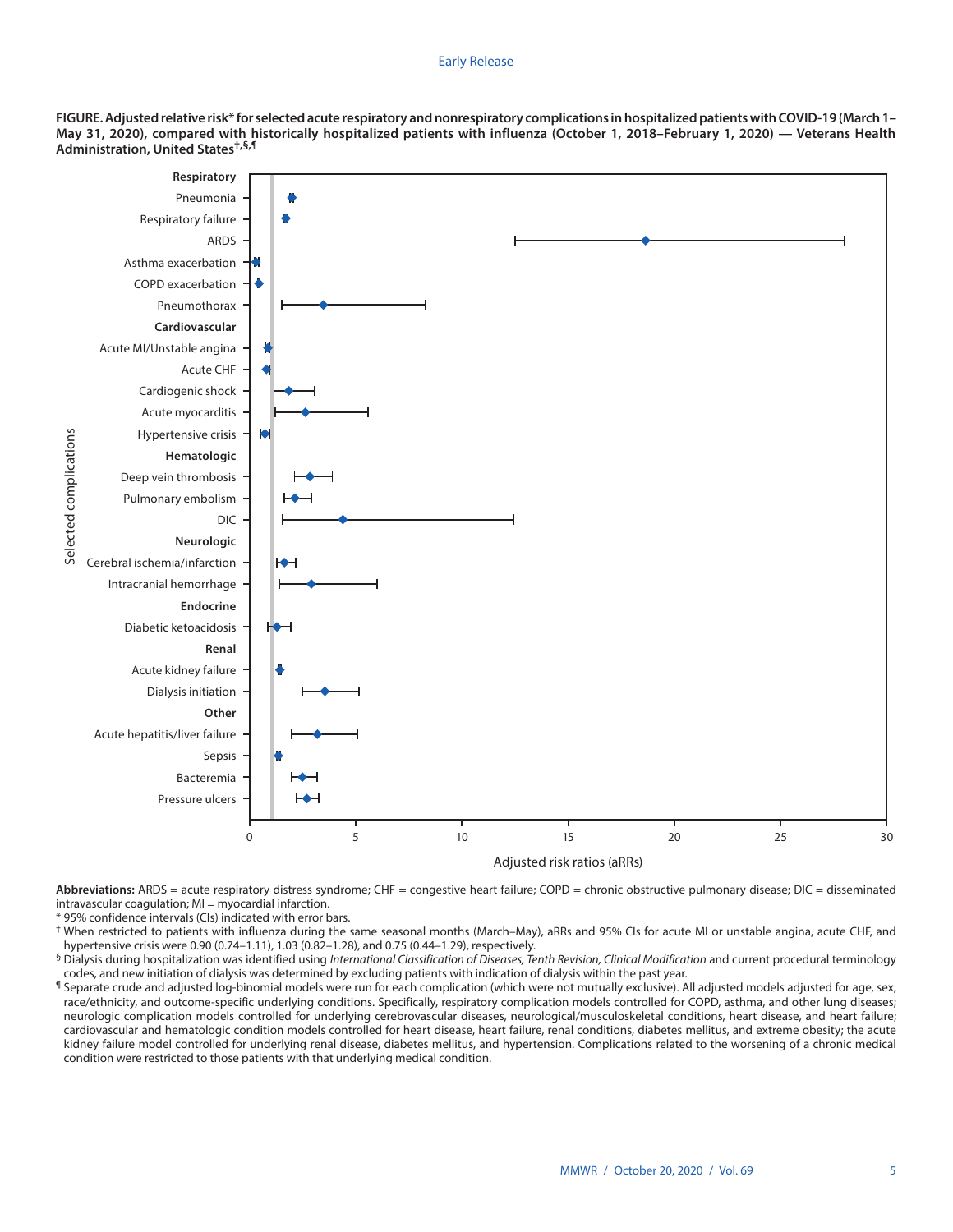**FIGURE. Adjusted relative risk* for selected acute respiratory and nonrespiratory complications in hospitalized patients with COVID-19 (March 1–May 31, 2020), compared with historically hospitalized patients with influenza (October 1, 2018–February 1, 2020) — Veterans Health Administration, United States†,§,¶**

**Abbreviations:** ARDS = acute respiratory distress syndrome; CHF = congestive heart failure; COPD = chronic obstructive pulmonary disease; DIC = disseminated intravascular coagulation; MI = myocardial infarction.

\* 95% confidence intervals (CIs) indicated with error bars.

† When restricted to patients with influenza during the same seasonal months (March–May), aRRs and 95% CIs for acute MI or unstable angina, acute CHF, and hypertensive crisis were 0.90 (0.74–1.11), 1.03 (0.82–1.28), and 0.75 (0.44–1.29), respectively.

§ Dialysis during hospitalization was identified using *International Classification of Diseases, Tenth Revision, Clinical Modification* and current procedural terminology codes, and new initiation of dialysis was determined by excluding patients with indication of dialysis within the past year.

¶ Separate crude and adjusted log-binomial models were run for each complication (which were not mutually exclusive). All adjusted models adjusted for age, sex, race/ethnicity, and outcome-specific underlying conditions. Specifically, respiratory complication models controlled for COPD, asthma, and other lung diseases; neurologic complication models controlled for underlying cerebrovascular diseases, neurological/musculoskeletal conditions, heart disease, and heart failure; cardiovascular and hematologic condition models controlled for heart disease, heart failure, renal conditions, diabetes mellitus, and extreme obesity; the acute kidney failure model controlled for underlying renal disease, diabetes mellitus, and hypertension. Complications related to the worsening of a chronic medical condition were restricted to those patients with that underlying medical condition.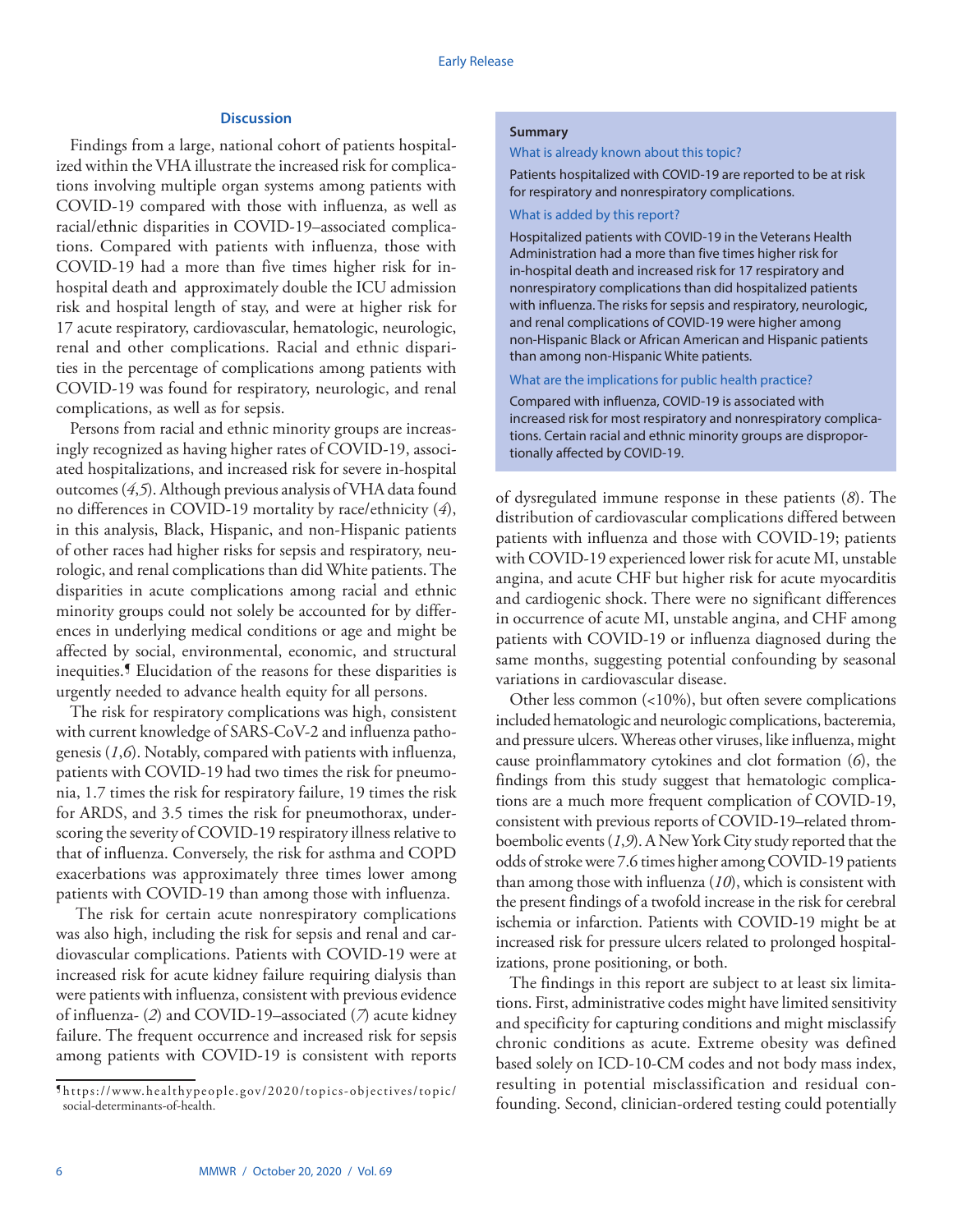## Discussion

Findings from a large, national cohort of patients hospitalized within the VHA illustrate the increased risk for complications involving multiple organ systems among patients with COVID-19 compared with those with influenza, as well as racial/ethnic disparities in COVID-19–associated complications. Compared with patients with influenza, those with COVID-19 had a more than five times higher risk for in-hospital death and approximately double the ICU admission risk and hospital length of stay, and were at higher risk for 17 acute respiratory, cardiovascular, hematologic, neurologic, renal and other complications. Racial and ethnic disparities in the percentage of complications among patients with COVID-19 was found for respiratory, neurologic, and renal complications, as well as for sepsis.

Persons from racial and ethnic minority groups are increasingly recognized as having higher rates of COVID-19, associated hospitalizations, and increased risk for severe in-hospital outcomes (*4*,*5*). Although previous analysis of VHA data found no differences in COVID-19 mortality by race/ethnicity (*4*), in this analysis, Black, Hispanic, and non-Hispanic patients of other races had higher risks for sepsis and respiratory, neurologic, and renal complications than did White patients. The disparities in acute complications among racial and ethnic minority groups could not solely be accounted for by differences in underlying medical conditions or age and might be affected by social, environmental, economic, and structural inequities.[¶] Elucidation of the reasons for these disparities is urgently needed to advance health equity for all persons.

The risk for respiratory complications was high, consistent with current knowledge of SARS-CoV-2 and influenza pathogenesis (*1*,*6*). Notably, compared with patients with influenza, patients with COVID-19 had two times the risk for pneumonia, 1.7 times the risk for respiratory failure, 19 times the risk for ARDS, and 3.5 times the risk for pneumothorax, underscoring the severity of COVID-19 respiratory illness relative to that of influenza. Conversely, the risk for asthma and COPD exacerbations was approximately three times lower among patients with COVID-19 than among those with influenza.

The risk for certain acute nonrespiratory complications was also high, including the risk for sepsis and renal and cardiovascular complications. Patients with COVID-19 were at increased risk for acute kidney failure requiring dialysis than were patients with influenza, consistent with previous evidence of influenza- (*2*) and COVID-19–associated (*7*) acute kidney failure. The frequent occurrence and increased risk for sepsis among patients with COVID-19 is consistent with reports of dysregulated immune response in these patients (*8*). The distribution of cardiovascular complications differed between patients with influenza and those with COVID-19; patients with COVID-19 experienced lower risk for acute MI, unstable angina, and acute CHF but higher risk for acute myocarditis and cardiogenic shock. There were no significant differences in occurrence of acute MI, unstable angina, and CHF among patients with COVID-19 or influenza diagnosed during the same months, suggesting potential confounding by seasonal variations in cardiovascular disease.

Other less common (<10%), but often severe complications included hematologic and neurologic complications, bacteremia, and pressure ulcers. Whereas other viruses, like influenza, might cause proinflammatory cytokines and clot formation (*6*), the findings from this study suggest that hematologic complications are a much more frequent complication of COVID-19, consistent with previous reports of COVID-19–related thromboembolic events (*1*,*9*). A New York City study reported that the odds of stroke were 7.6 times higher among COVID-19 patients than among those with influenza (*10*), which is consistent with the present findings of a twofold increase in the risk for cerebral ischemia or infarction. Patients with COVID-19 might be at increased risk for pressure ulcers related to prolonged hospitalizations, prone positioning, or both.

The findings in this report are subject to at least six limitations. First, administrative codes might have limited sensitivity and specificity for capturing conditions and might misclassify chronic conditions as acute. Extreme obesity was defined based solely on ICD-10-CM codes and not body mass index, resulting in potential misclassification and residual confounding. Second, clinician-ordered testing could potentially

---

**Summary**

What is already known about this topic?

Patients hospitalized with COVID-19 are reported to be at risk for respiratory and nonrespiratory complications.

What is added by this report?

Hospitalized patients with COVID-19 in the Veterans Health Administration had a more than five times higher risk for in-hospital death and increased risk for 17 respiratory and nonrespiratory complications than did hospitalized patients with influenza. The risks for sepsis and respiratory, neurologic, and renal complications of COVID-19 were higher among non-Hispanic Black or African American and Hispanic patients than among non-Hispanic White patients.

What are the implications for public health practice?

Compared with influenza, COVID-19 is associated with increased risk for most respiratory and nonrespiratory complications. Certain racial and ethnic minority groups are disproportionately affected by COVID-19.

---

[¶] https://www.healthypeople.gov/2020/topics-objectives/topic/social-determinants-of-health.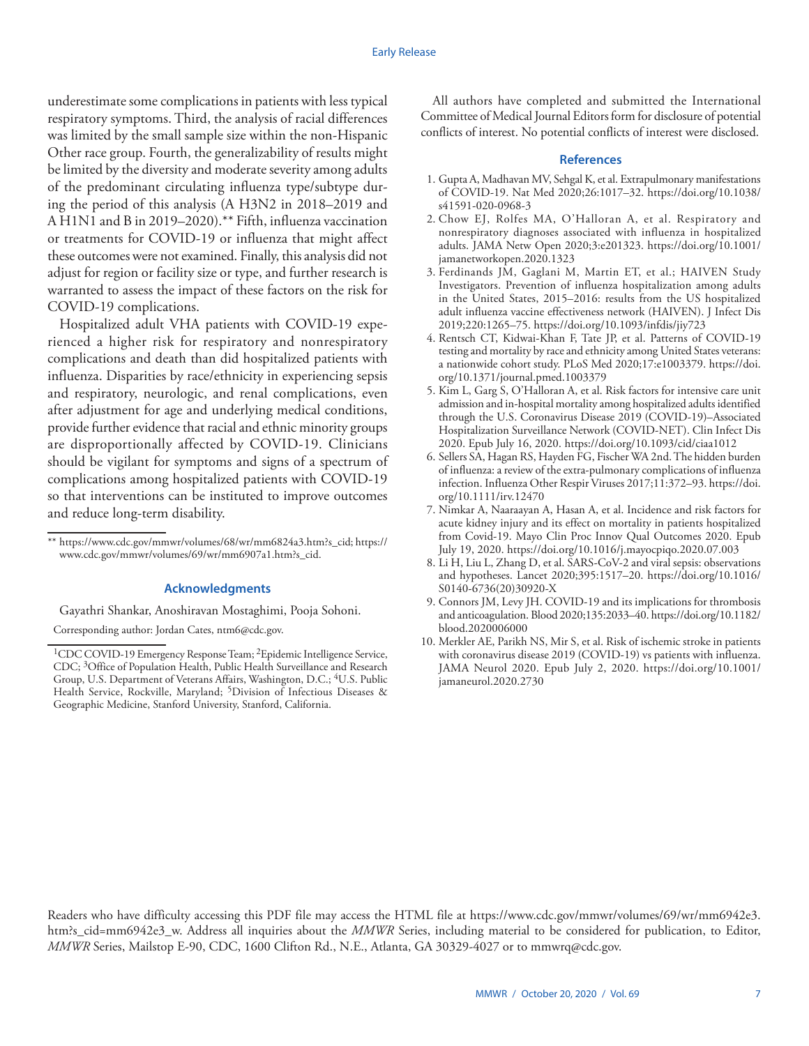underestimate some complications in patients with less typical respiratory symptoms. Third, the analysis of racial differences was limited by the small sample size within the non-Hispanic Other race group. Fourth, the generalizability of results might be limited by the diversity and moderate severity among adults of the predominant circulating influenza type/subtype during the period of this analysis (A H3N2 in 2018–2019 and A H1N1 and B in 2019–2020).** Fifth, influenza vaccination or treatments for COVID-19 or influenza that might affect these outcomes were not examined. Finally, this analysis did not adjust for region or facility size or type, and further research is warranted to assess the impact of these factors on the risk for COVID-19 complications.

Hospitalized adult VHA patients with COVID-19 experienced a higher risk for respiratory and nonrespiratory complications and death than did hospitalized patients with influenza. Disparities by race/ethnicity in experiencing sepsis and respiratory, neurologic, and renal complications, even after adjustment for age and underlying medical conditions, provide further evidence that racial and ethnic minority groups are disproportionally affected by COVID-19. Clinicians should be vigilant for symptoms and signs of a spectrum of complications among hospitalized patients with COVID-19 so that interventions can be instituted to improve outcomes and reduce long-term disability.

** https://www.cdc.gov/mmwr/volumes/68/wr/mm6824a3.htm?s_cid; https://www.cdc.gov/mmwr/volumes/69/wr/mm6907a1.htm?s_cid.

## Acknowledgments

Gayathri Shankar, Anoshiravan Mostaghimi, Pooja Sohoni.

Corresponding author: Jordan Cates, ntm6@cdc.gov.

[1]CDC COVID-19 Emergency Response Team; [2]Epidemic Intelligence Service, CDC; [3]Office of Population Health, Public Health Surveillance and Research Group, U.S. Department of Veterans Affairs, Washington, D.C.; [4]U.S. Public Health Service, Rockville, Maryland; [5]Division of Infectious Diseases & Geographic Medicine, Stanford University, Stanford, California.

All authors have completed and submitted the International Committee of Medical Journal Editors form for disclosure of potential conflicts of interest. No potential conflicts of interest were disclosed.

## References

1. Gupta A, Madhavan MV, Sehgal K, et al. Extrapulmonary manifestations of COVID-19. Nat Med 2020;26:1017–32. https://doi.org/10.1038/s41591-020-0968-3
2. Chow EJ, Rolfes MA, O'Halloran A, et al. Respiratory and nonrespiratory diagnoses associated with influenza in hospitalized adults. JAMA Netw Open 2020;3:e201323. https://doi.org/10.1001/jamanetworkopen.2020.1323
3. Ferdinands JM, Gaglani M, Martin ET, et al.; HAIVEN Study Investigators. Prevention of influenza hospitalization among adults in the United States, 2015–2016: results from the US hospitalized adult influenza vaccine effectiveness network (HAIVEN). J Infect Dis 2019;220:1265–75. https://doi.org/10.1093/infdis/jiy723
4. Rentsch CT, Kidwai-Khan F, Tate JP, et al. Patterns of COVID-19 testing and mortality by race and ethnicity among United States veterans: a nationwide cohort study. PLoS Med 2020;17:e1003379. https://doi.org/10.1371/journal.pmed.1003379
5. Kim L, Garg S, O'Halloran A, et al. Risk factors for intensive care unit admission and in-hospital mortality among hospitalized adults identified through the U.S. Coronavirus Disease 2019 (COVID-19)–Associated Hospitalization Surveillance Network (COVID-NET). Clin Infect Dis 2020. Epub July 16, 2020. https://doi.org/10.1093/cid/ciaa1012
6. Sellers SA, Hagan RS, Hayden FG, Fischer WA 2nd. The hidden burden of influenza: a review of the extra-pulmonary complications of influenza infection. Influenza Other Respir Viruses 2017;11:372–93. https://doi.org/10.1111/irv.12470
7. Nimkar A, Naaraayan A, Hasan A, et al. Incidence and risk factors for acute kidney injury and its effect on mortality in patients hospitalized from Covid-19. Mayo Clin Proc Innov Qual Outcomes 2020. Epub July 19, 2020. https://doi.org/10.1016/j.mayocpiqo.2020.07.003
8. Li H, Liu L, Zhang D, et al. SARS-CoV-2 and viral sepsis: observations and hypotheses. Lancet 2020;395:1517–20. https://doi.org/10.1016/S0140-6736(20)30920-X
9. Connors JM, Levy JH. COVID-19 and its implications for thrombosis and anticoagulation. Blood 2020;135:2033–40. https://doi.org/10.1182/blood.2020006000
10. Merkler AE, Parikh NS, Mir S, et al. Risk of ischemic stroke in patients with coronavirus disease 2019 (COVID-19) vs patients with influenza. JAMA Neurol 2020. Epub July 2, 2020. https://doi.org/10.1001/jamaneurol.2020.2730

Readers who have difficulty accessing this PDF file may access the HTML file at https://www.cdc.gov/mmwr/volumes/69/wr/mm6942e3.htm?s_cid=mm6942e3_w. Address all inquiries about the *MMWR* Series, including material to be considered for publication, to Editor, *MMWR* Series, Mailstop E-90, CDC, 1600 Clifton Rd., N.E., Atlanta, GA 30329-4027 or to mmwrq@cdc.gov.